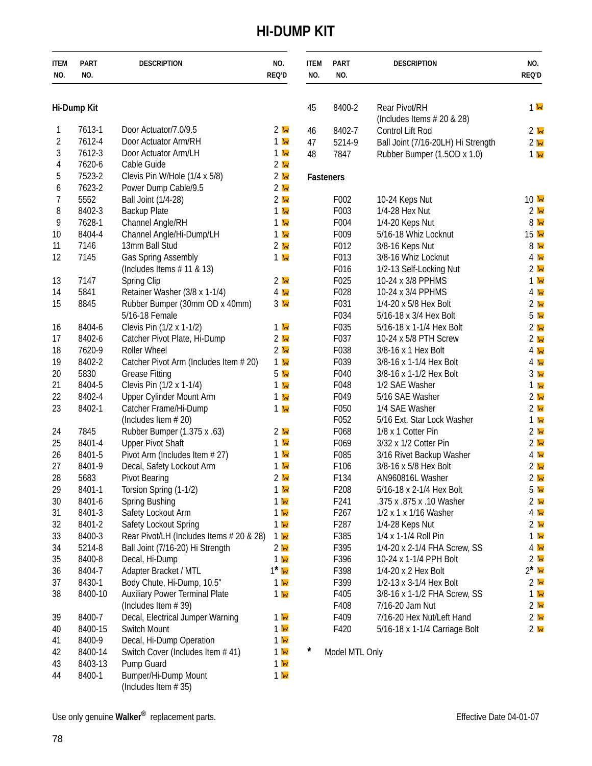# HI-DUMP KIT

| ITEM NO. | PART NO. | DESCRIPTION | NO. REQ'D |
|---|---|---|---|
| **Hi-Dump Kit** | | | |
| 1 | 7613-1 | Door Actuator/7.0/9.5 | 2 |
| 2 | 7612-4 | Door Actuator Arm/RH | 1 |
| 3 | 7612-3 | Door Actuator Arm/LH | 1 |
| 4 | 7620-6 | Cable Guide | 2 |
| 5 | 7523-2 | Clevis Pin W/Hole (1/4 x 5/8) | 2 |
| 6 | 7623-2 | Power Dump Cable/9.5 | 2 |
| 7 | 5552 | Ball Joint (1/4-28) | 2 |
| 8 | 8402-3 | Backup Plate | 1 |
| 9 | 7628-1 | Channel Angle/RH | 1 |
| 10 | 8404-4 | Channel Angle/Hi-Dump/LH | 1 |
| 11 | 7146 | 13mm Ball Stud | 2 |
| 12 | 7145 | Gas Spring Assembly (Includes Items # 11 & 13) | 1 |
| 13 | 7147 | Spring Clip | 2 |
| 14 | 5841 | Retainer Washer (3/8 x 1-1/4) | 4 |
| 15 | 8845 | Rubber Bumper (30mm OD x 40mm) 5/16-18 Female | 3 |
| 16 | 8404-6 | Clevis Pin (1/2 x 1-1/2) | 1 |
| 17 | 8402-6 | Catcher Pivot Plate, Hi-Dump | 2 |
| 18 | 7620-9 | Roller Wheel | 2 |
| 19 | 8402-2 | Catcher Pivot Arm (Includes Item # 20) | 1 |
| 20 | 5830 | Grease Fitting | 5 |
| 21 | 8404-5 | Clevis Pin (1/2 x 1-1/4) | 1 |
| 22 | 8402-4 | Upper Cylinder Mount Arm | 1 |
| 23 | 8402-1 | Catcher Frame/Hi-Dump (Includes Item # 20) | 1 |
| 24 | 7845 | Rubber Bumper (1.375 x .63) | 2 |
| 25 | 8401-4 | Upper Pivot Shaft | 1 |
| 26 | 8401-5 | Pivot Arm (Includes Item # 27) | 1 |
| 27 | 8401-9 | Decal, Safety Lockout Arm | 1 |
| 28 | 5683 | Pivot Bearing | 2 |
| 29 | 8401-1 | Torsion Spring (1-1/2) | 1 |
| 30 | 8401-6 | Spring Bushing | 1 |
| 31 | 8401-3 | Safety Lockout Arm | 1 |
| 32 | 8401-2 | Safety Lockout Spring | 1 |
| 33 | 8400-3 | Rear Pivot/LH (Includes Items # 20 & 28) | 1 |
| 34 | 5214-8 | Ball Joint (7/16-20) Hi Strength | 2 |
| 35 | 8400-8 | Decal, Hi-Dump | 1 |
| 36 | 8404-7 | Adapter Bracket / MTL | 1* |
| 37 | 8430-1 | Body Chute, Hi-Dump, 10.5" | 1 |
| 38 | 8400-10 | Auxiliary Power Terminal Plate (Includes Item # 39) | 1 |
| 39 | 8400-7 | Decal, Electrical Jumper Warning | 1 |
| 40 | 8400-15 | Switch Mount | 1 |
| 41 | 8400-9 | Decal, Hi-Dump Operation | 1 |
| 42 | 8400-14 | Switch Cover (Includes Item # 41) | 1 |
| 43 | 8403-13 | Pump Guard | 1 |
| 44 | 8400-1 | Bumper/Hi-Dump Mount (Includes Item # 35) | 1 |
| 45 | 8400-2 | Rear Pivot/RH (Includes Items # 20 & 28) | 1 |
| 46 | 8402-7 | Control Lift Rod | 2 |
| 47 | 5214-9 | Ball Joint (7/16-20LH) Hi Strength | 2 |
| 48 | 7847 | Rubber Bumper (1.5OD x 1.0) | 1 |
| **Fasteners** | | | |
| | F002 | 10-24 Keps Nut | 10 |
| | F003 | 1/4-28 Hex Nut | 2 |
| | F004 | 1/4-20 Keps Nut | 8 |
| | F009 | 5/16-18 Whiz Locknut | 15 |
| | F012 | 3/8-16 Keps Nut | 8 |
| | F013 | 3/8-16 Whiz Locknut | 4 |
| | F016 | 1/2-13 Self-Locking Nut | 2 |
| | F025 | 10-24 x 3/8 PPHMS | 1 |
| | F028 | 10-24 x 3/4 PPHMS | 4 |
| | F031 | 1/4-20 x 5/8 Hex Bolt | 2 |
| | F034 | 5/16-18 x 3/4 Hex Bolt | 5 |
| | F035 | 5/16-18 x 1-1/4 Hex Bolt | 2 |
| | F037 | 10-24 x 5/8 PTH Screw | 2 |
| | F038 | 3/8-16 x 1 Hex Bolt | 4 |
| | F039 | 3/8-16 x 1-1/4 Hex Bolt | 4 |
| | F040 | 3/8-16 x 1-1/2 Hex Bolt | 3 |
| | F048 | 1/2 SAE Washer | 1 |
| | F049 | 5/16 SAE Washer | 2 |
| | F050 | 1/4 SAE Washer | 2 |
| | F052 | 5/16 Ext. Star Lock Washer | 1 |
| | F068 | 1/8 x 1 Cotter Pin | 2 |
| | F069 | 3/32 x 1/2 Cotter Pin | 2 |
| | F085 | 3/16 Rivet Backup Washer | 4 |
| | F106 | 3/8-16 x 5/8 Hex Bolt | 2 |
| | F134 | AN960816L Washer | 2 |
| | F208 | 5/16-18 x 2-1/4 Hex Bolt | 5 |
| | F241 | .375 x .875 x .10 Washer | 2 |
| | F267 | 1/2 x 1 x 1/16 Washer | 4 |
| | F287 | 1/4-28 Keps Nut | 2 |
| | F385 | 1/4 x 1-1/4 Roll Pin | 1 |
| | F395 | 1/4-20 x 2-1/4 FHA Screw, SS | 4 |
| | F396 | 10-24 x 1-1/4 PPH Bolt | 2 |
| | F398 | 1/4-20 x 2 Hex Bolt | 2* |
| | F399 | 1/2-13 x 3-1/4 Hex Bolt | 2 |
| | F405 | 3/8-16 x 1-1/2 FHA Screw, SS | 1 |
| | F408 | 7/16-20 Jam Nut | 2 |
| | F409 | 7/16-20 Hex Nut/Left Hand | 2 |
| | F420 | 5/16-18 x 1-1/4 Carriage Bolt | 2 |

\* Model MTL Only

Use only genuine **Walker®** replacement parts.

Effective Date 04-01-07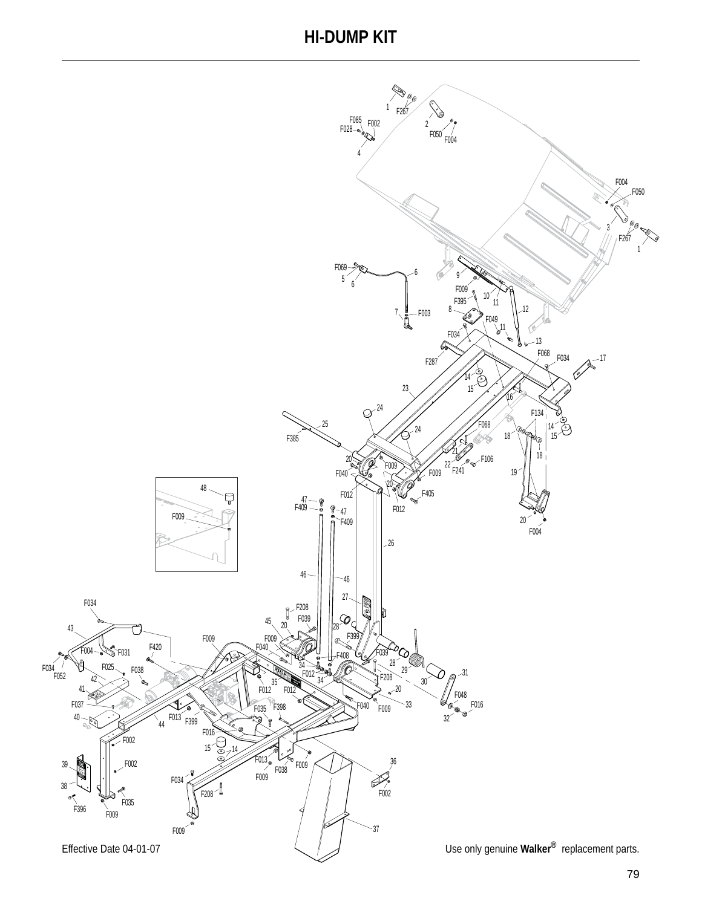# HI-DUMP KIT

1
F267
2
F085
F002
F028
F050
F004
4
F004
F050
3
F267
1
F069
6
5
6
9
F009
10
F395
11
8
12
7
F003
F049
11
F034
13
F068
F034
17
F287
14
15
23
16
F134
24
25
F068
14
F385
24
18
15
21
18
20
22
F106
F009
F241
F040
F009
19
20
F405
48
F012
47
F012
20
F409
47
F004
F009
F409
26
46
46
27
F034
F208
45
F039
43
20
28
F009
F009
F399
F004
F031
F420
F040
F039
34
F408
28
F034
F025
29
31
F052
F038
F012
42
34
30
35
F208
F012
F012
20
41
F048
F037
F040
33
F016
F035
F398
F009
32
40
F013
44
F399
F016
F002
15
14
F013
36
39
F002
F009
F038
F009
F034
38
F002
F035
F208
F396
F009
37
F009

Effective Date 04-01-07

Use only genuine **Walker®** replacement parts.